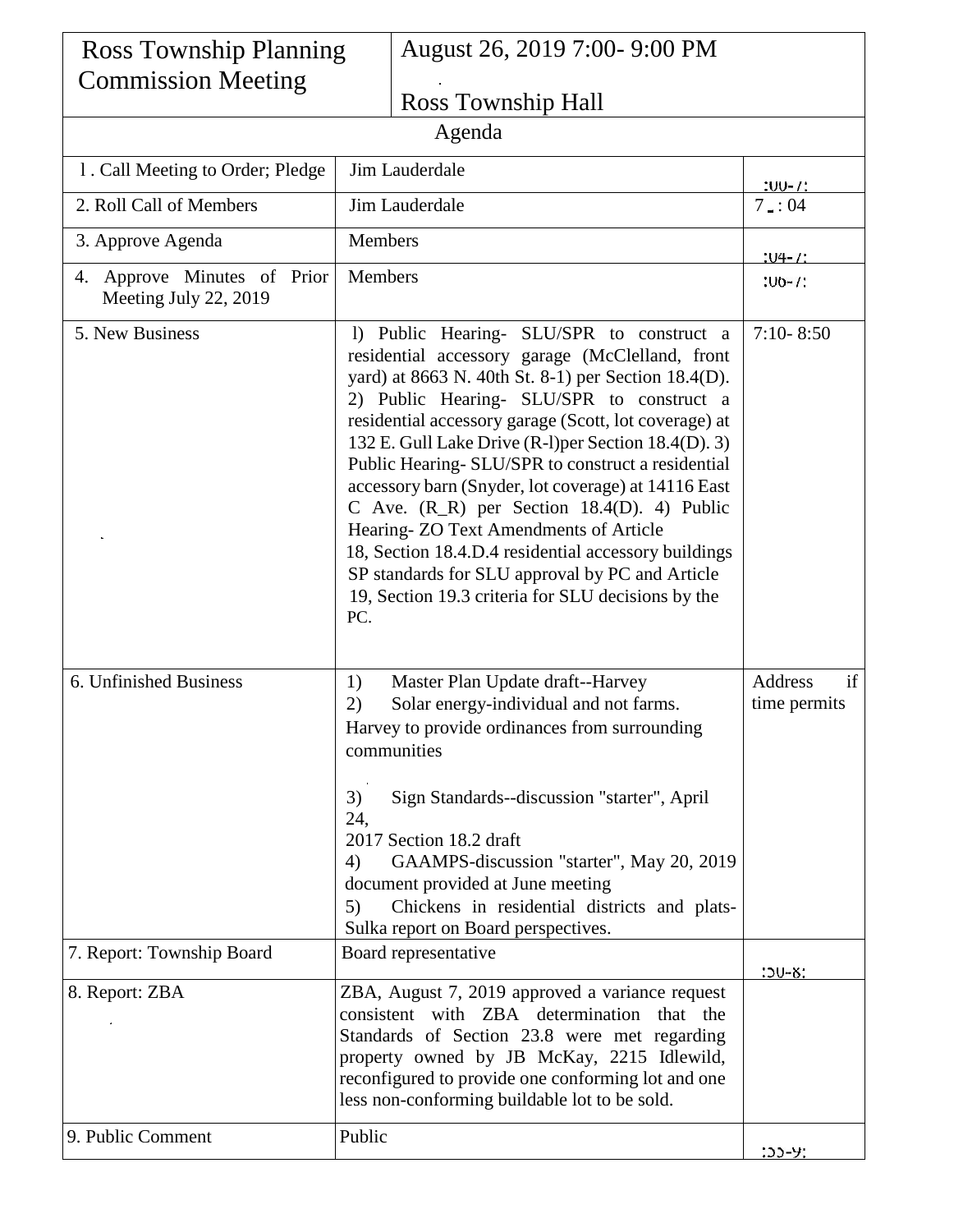| Ross Township Planning Commission Meeting | August 26, 2019 7:00- 9:00 PM<br>.<br>Ross Township Hall | |
|---|---|---|
| Agenda | | |
| l . Call Meeting to Order; Pledge | Jim Lauderdale | :00-7: |
| 2. Roll Call of Members | Jim Lauderdale | 7 _ : 04 |
| 3. Approve Agenda | Members | :04-7: |
| 4. Approve Minutes of Prior Meeting July 22, 2019 | Members | :06-7: |
| 5. New Business | l) Public Hearing- SLU/SPR to construct a residential accessory garage (McClelland, front yard) at 8663 N. 40th St. 8-1) per Section 18.4(D). 2) Public Hearing- SLU/SPR to construct a residential accessory garage (Scott, lot coverage) at 132 E. Gull Lake Drive (R-l)per Section 18.4(D). 3) Public Hearing- SLU/SPR to construct a residential accessory barn (Snyder, lot coverage) at 14116 East C Ave. (R_R) per Section 18.4(D). 4) Public Hearing- ZO Text Amendments of Article 18, Section 18.4.D.4 residential accessory buildings SP standards for SLU approval by PC and Article 19, Section 19.3 criteria for SLU decisions by the PC. | 7:10- 8:50 |
| 6. Unfinished Business | 1) Master Plan Update draft--Harvey<br>2) Solar energy-individual and not farms. Harvey to provide ordinances from surrounding communities<br>3) Sign Standards--discussion "starter", April 24, 2017 Section 18.2 draft<br>4) GAAMPS-discussion "starter", May 20, 2019 document provided at June meeting<br>5) Chickens in residential districts and plats- Sulka report on Board perspectives. | Address if time permits |
| 7. Report: Township Board | Board representative | :50-8: |
| 8. Report: ZBA | ZBA, August 7, 2019 approved a variance request consistent with ZBA determination that the Standards of Section 23.8 were met regarding property owned by JB McKay, 2215 Idlewild, reconfigured to provide one conforming lot and one less non-conforming buildable lot to be sold. | |
| 9. Public Comment | Public | :55-9: |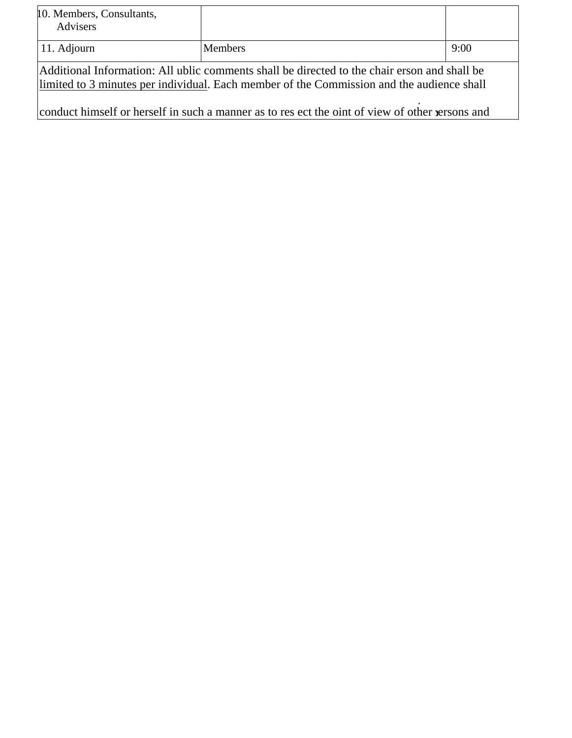| | | |
|---|---|---|
| 10. Members, Consultants, Advisers | | |
| 11. Adjourn | Members | 9:00 |

Additional Information: All ublic comments shall be directed to the chair erson and shall be limited to 3 minutes per individual. Each member of the Commission and the audience shall conduct himself or herself in such a manner as to res ect the oint of view of other ersons and